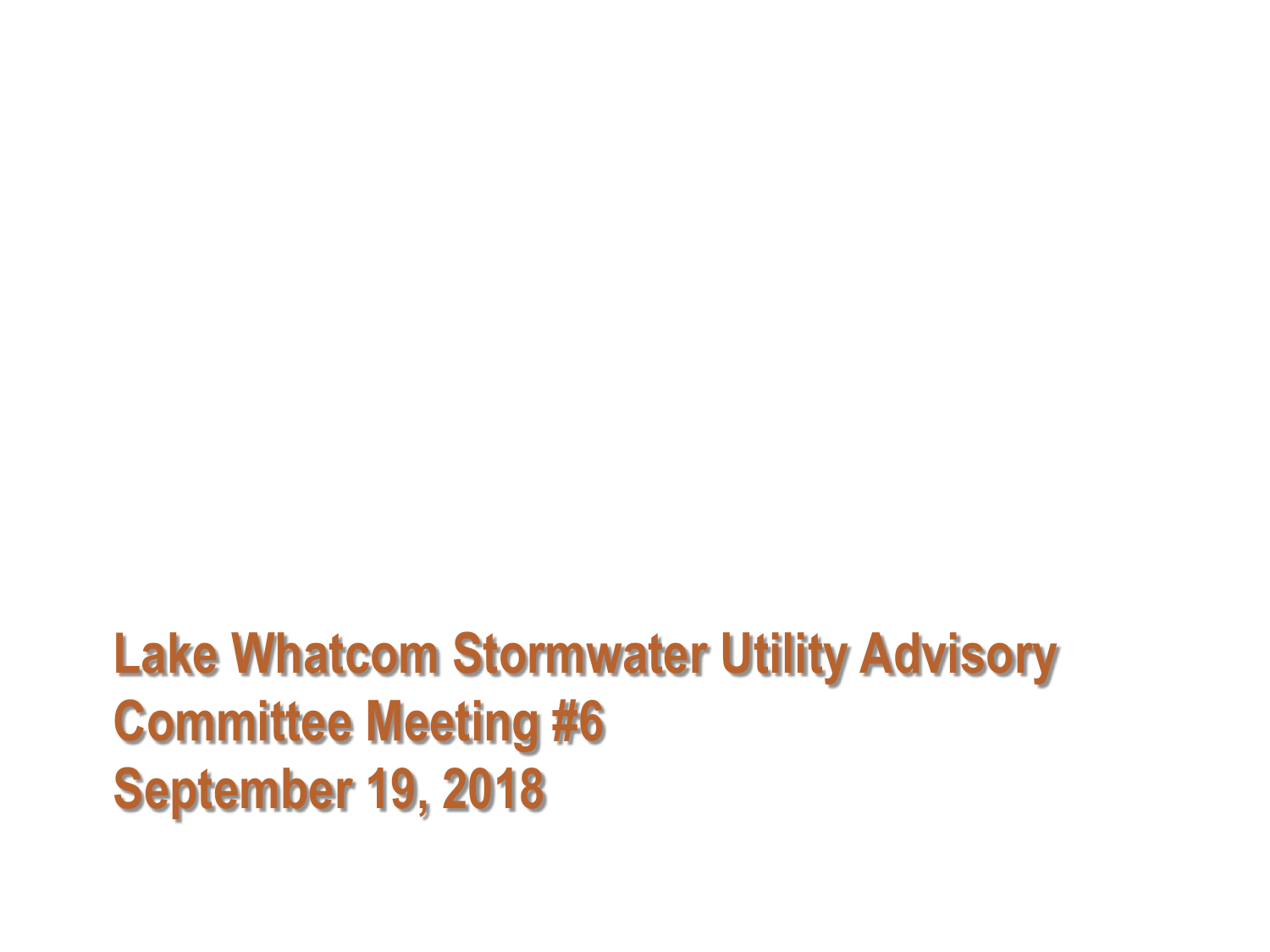# Lake Whatcom Stormwater Utility Advisory Committee Meeting #6
# September 19, 2018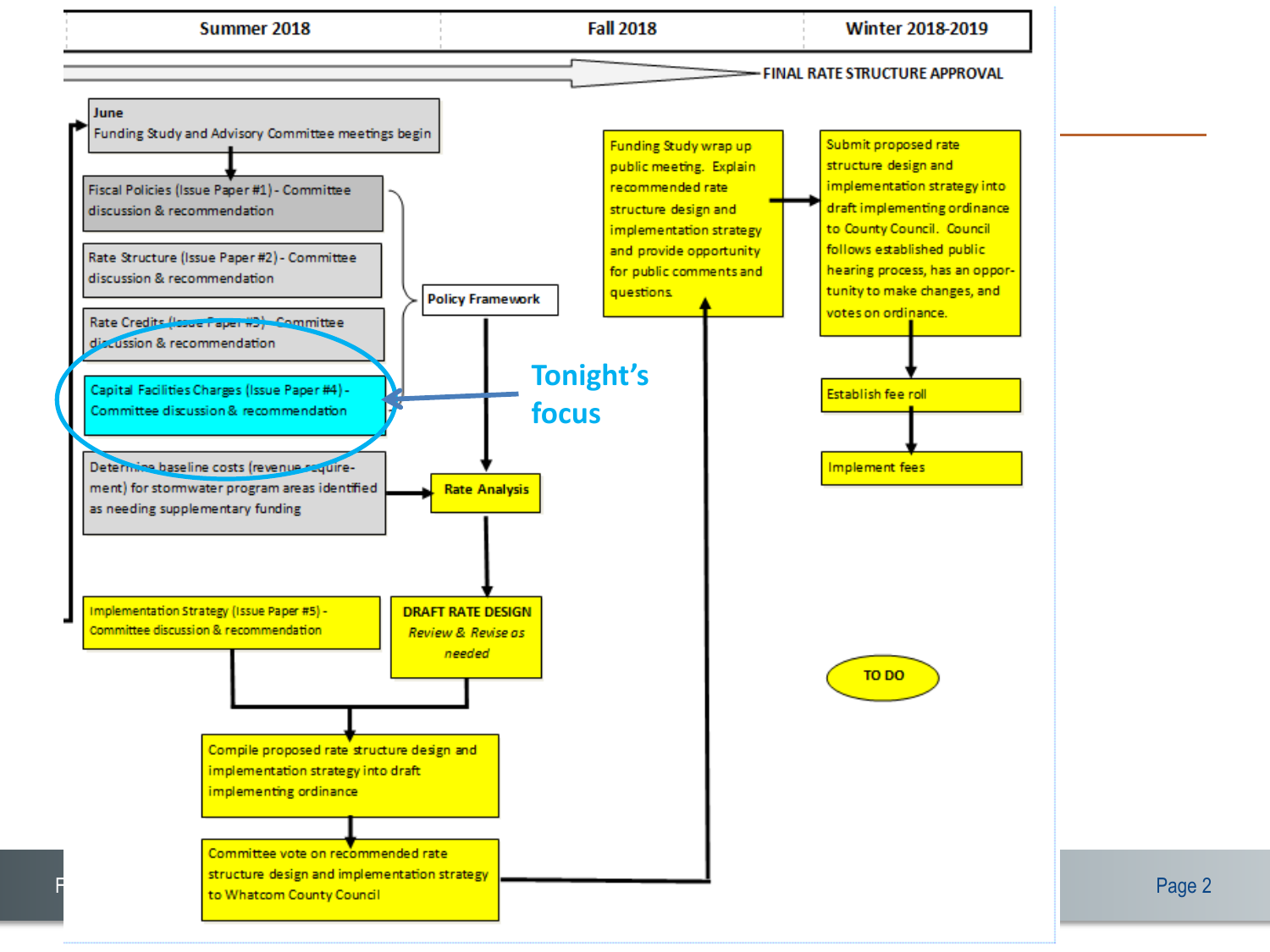| Summer 2018 | Fall 2018 | Winter 2018-2019 |
|---|---|---|

FINAL RATE STRUCTURE APPROVAL

**June**
Funding Study and Advisory Committee meetings begin

Fiscal Policies (Issue Paper #1) - Committee discussion & recommendation

Rate Structure (Issue Paper #2) - Committee discussion & recommendation

Rate Credits (Issue Paper #3) - Committee discussion & recommendation

Capital Facilities Charges (Issue Paper #4) - Committee discussion & recommendation

**Tonight's focus**

Determine baseline costs (revenue requirement) for stormwater program areas identified as needing supplementary funding

**Policy Framework**

**Rate Analysis**

Implementation Strategy (Issue Paper #5) - Committee discussion & recommendation

**DRAFT RATE DESIGN**
*Review & Revise as needed*

Compile proposed rate structure design and implementing strategy into draft implementing ordinance

Committee vote on recommended rate structure design and implementation strategy to Whatcom County Council

Funding Study wrap up public meeting. Explain recommended rate structure design and implementation strategy and provide opportunity for public comments and questions.

Submit proposed rate structure design and implementation strategy into draft implementing ordinance to County Council. Council follows established public hearing process, has an opportunity to make changes, and votes on ordinance.

Establish fee roll

Implement fees

TO DO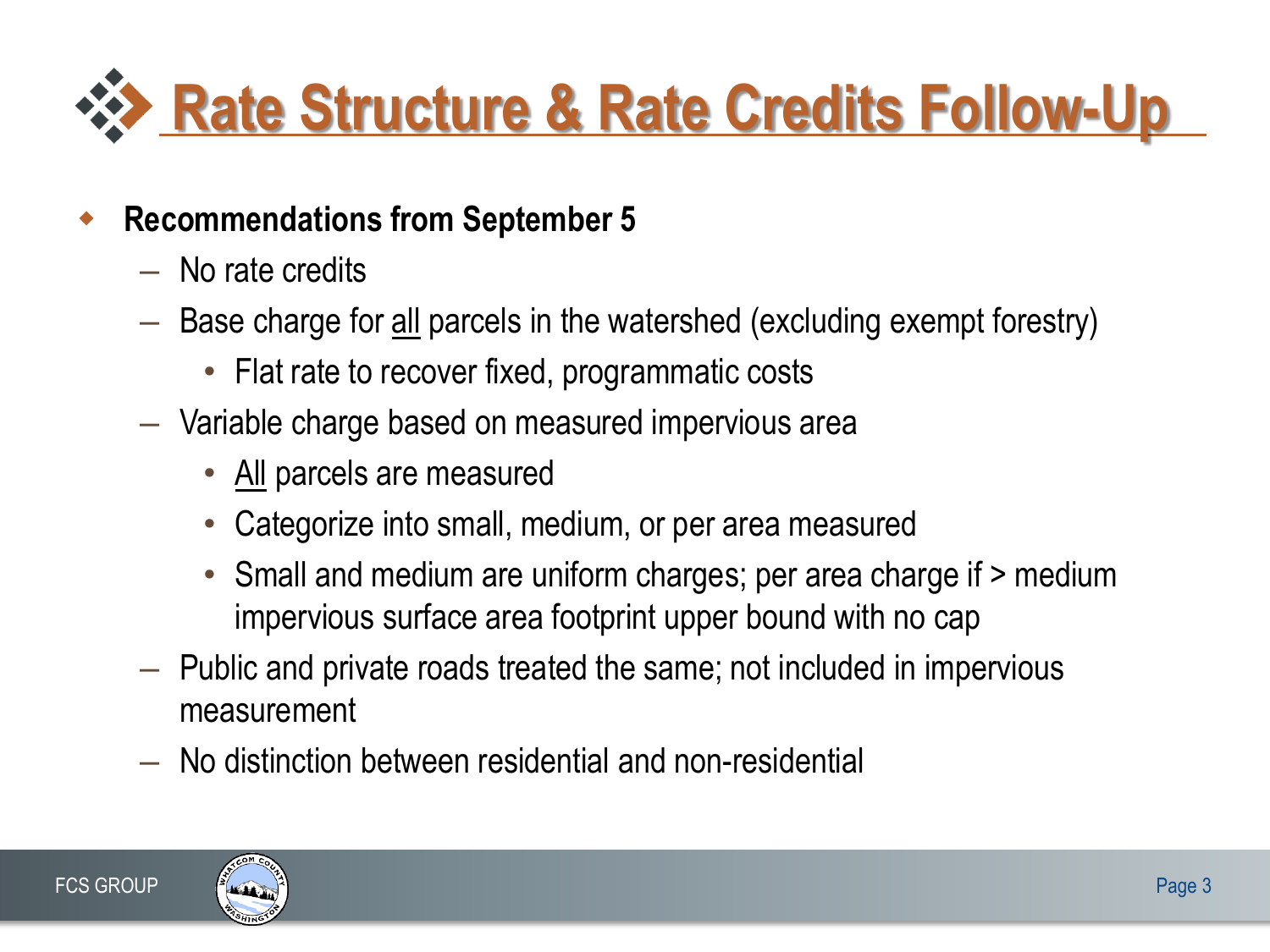# Rate Structure & Rate Credits Follow-Up

- **Recommendations from September 5**
  - No rate credits
  - Base charge for <u>all</u> parcels in the watershed (excluding exempt forestry)
    - Flat rate to recover fixed, programmatic costs
  - Variable charge based on measured impervious area
    - <u>All</u> parcels are measured
    - Categorize into small, medium, or per area measured
    - Small and medium are uniform charges; per area charge if > medium impervious surface area footprint upper bound with no cap
  - Public and private roads treated the same; not included in impervious measurement
  - No distinction between residential and non-residential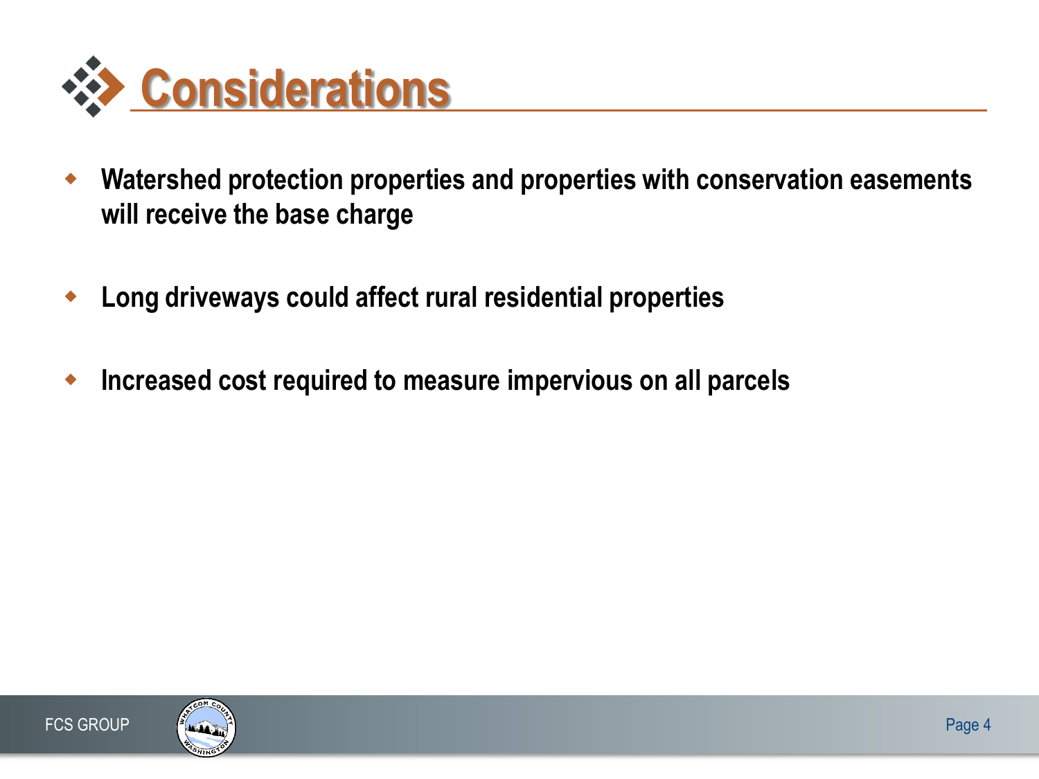# Considerations

- **Watershed protection properties and properties with conservation easements will receive the base charge**
- **Long driveways could affect rural residential properties**
- **Increased cost required to measure impervious on all parcels**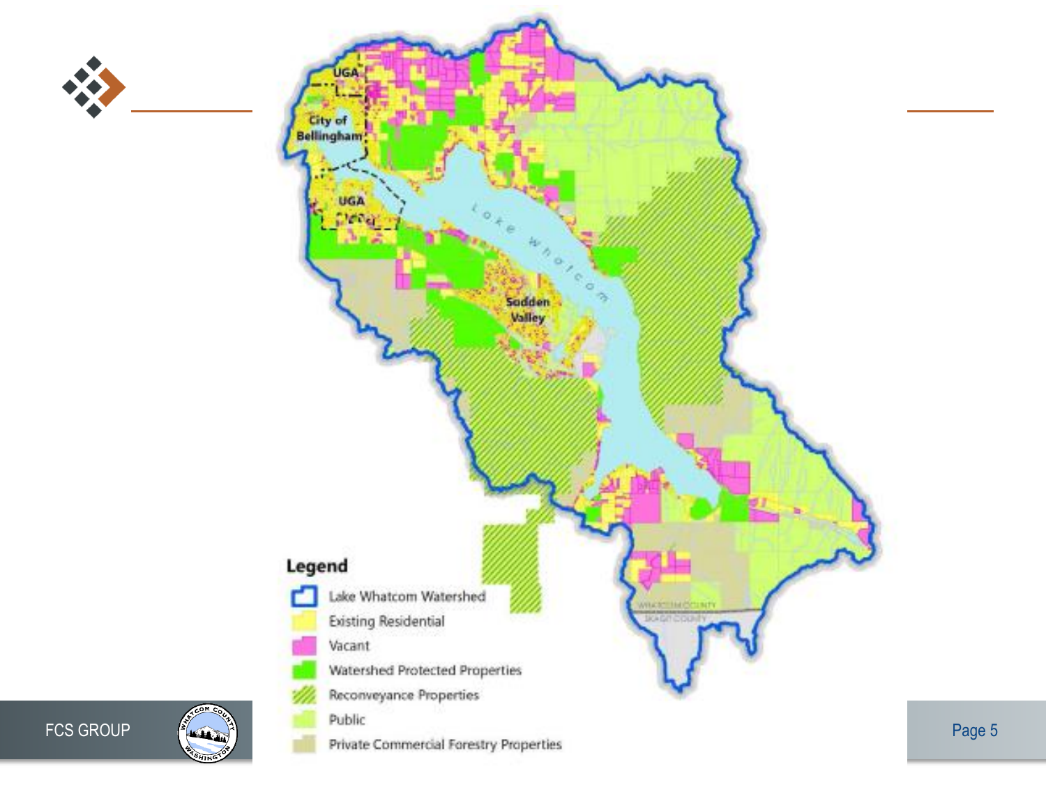UGA

City of Bellingham

UGA

Lake Whatcom

Sudden Valley

WHATCOM COUNTY

SKAGIT COUNTY

**Legend**

- Lake Whatcom Watershed
- Existing Residential
- Vacant
- Watershed Protected Properties
- Reconveyance Properties
- Public
- Private Commercial Forestry Properties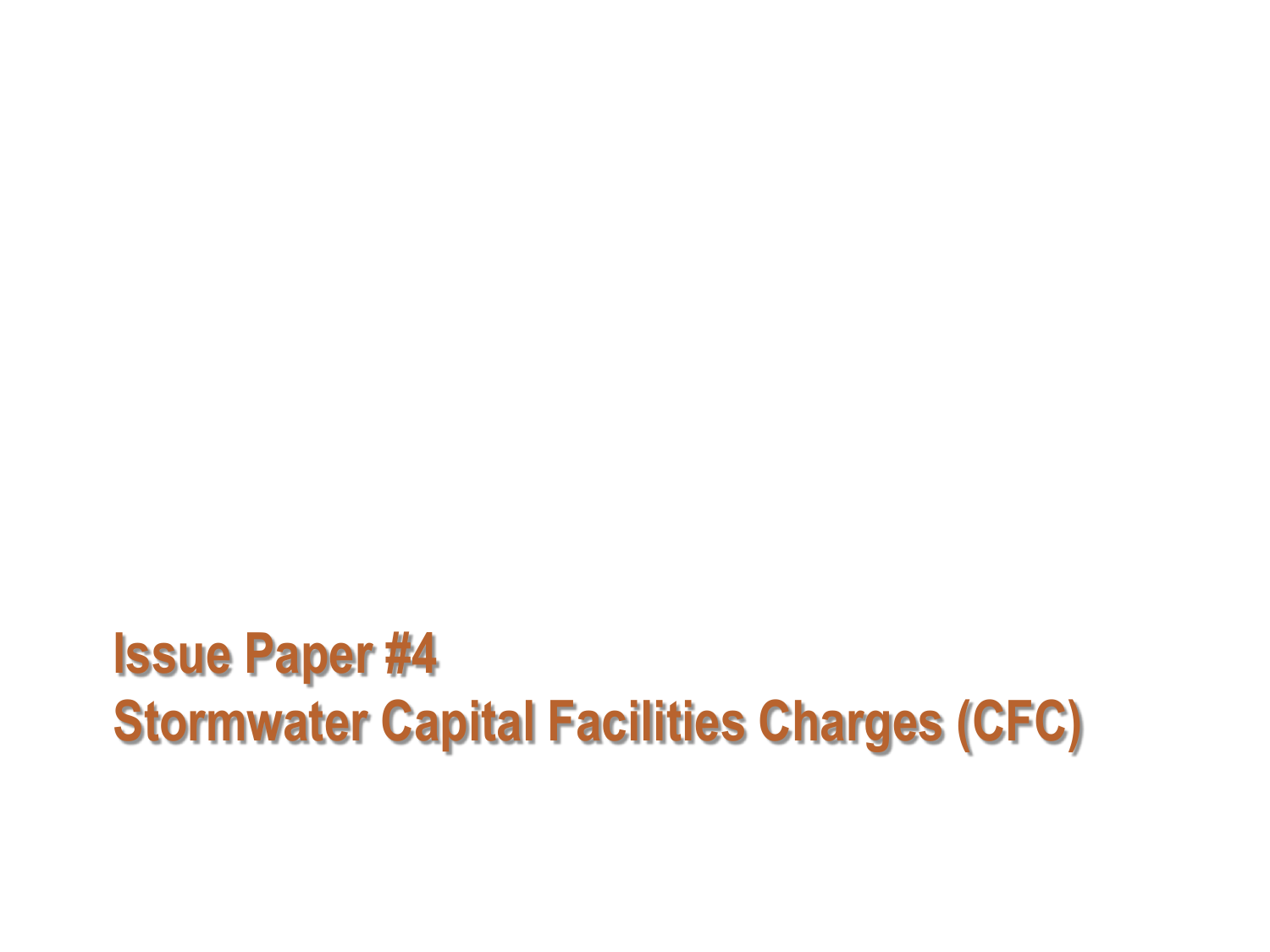# Issue Paper #4
# Stormwater Capital Facilities Charges (CFC)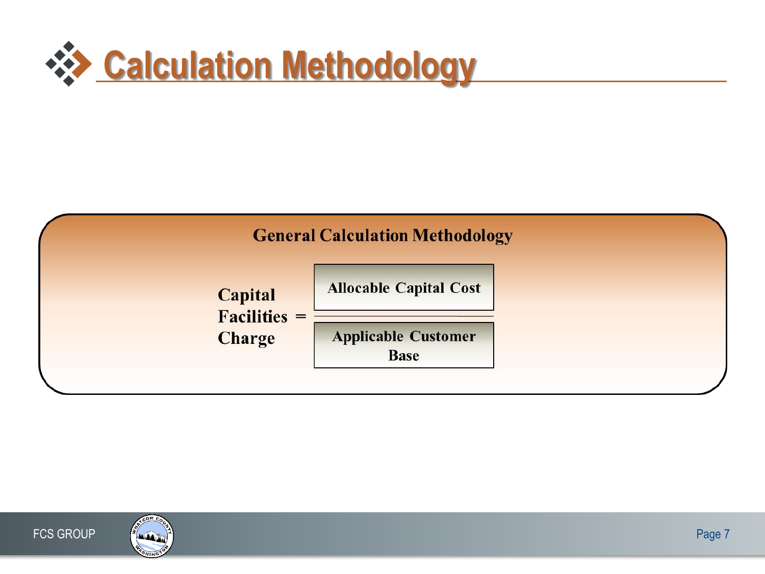# Calculation Methodology

**General Calculation Methodology**

$$\text{Capital Facilities Charge} = \frac{\text{Allocable Capital Cost}}{\text{Applicable Customer Base}}$$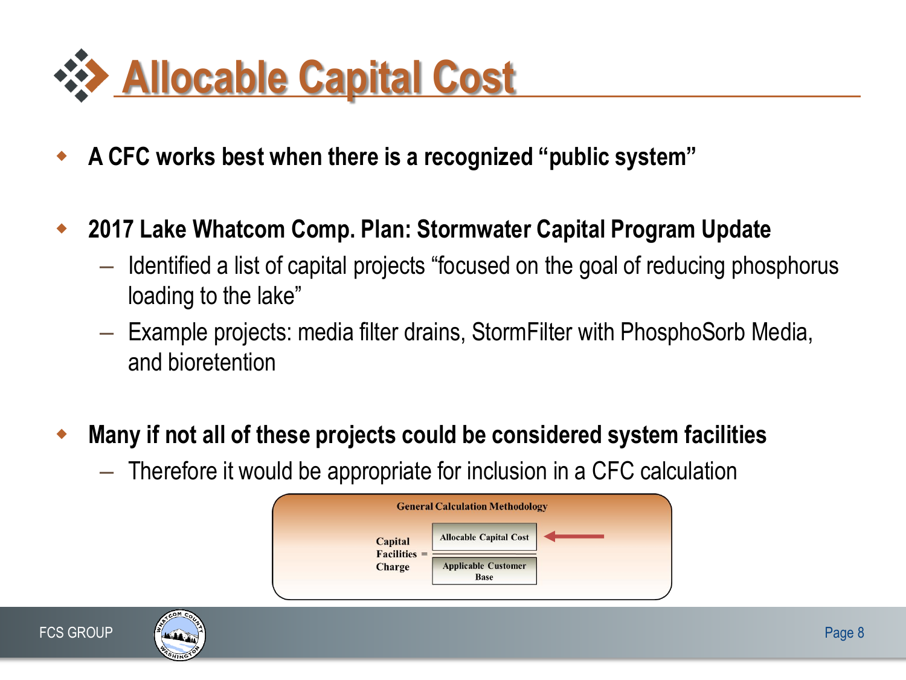# Allocable Capital Cost

- **A CFC works best when there is a recognized "public system"**
- **2017 Lake Whatcom Comp. Plan: Stormwater Capital Program Update**
  - Identified a list of capital projects "focused on the goal of reducing phosphorus loading to the lake"
  - Example projects: media filter drains, StormFilter with PhosphoSorb Media, and bioretention
- **Many if not all of these projects could be considered system facilities**
  - Therefore it would be appropriate for inclusion in a CFC calculation

**General Calculation Methodology**

$$\text{Capital Facilities Charge} = \frac{\text{Allocable Capital Cost}}{\text{Applicable Customer Base}}$$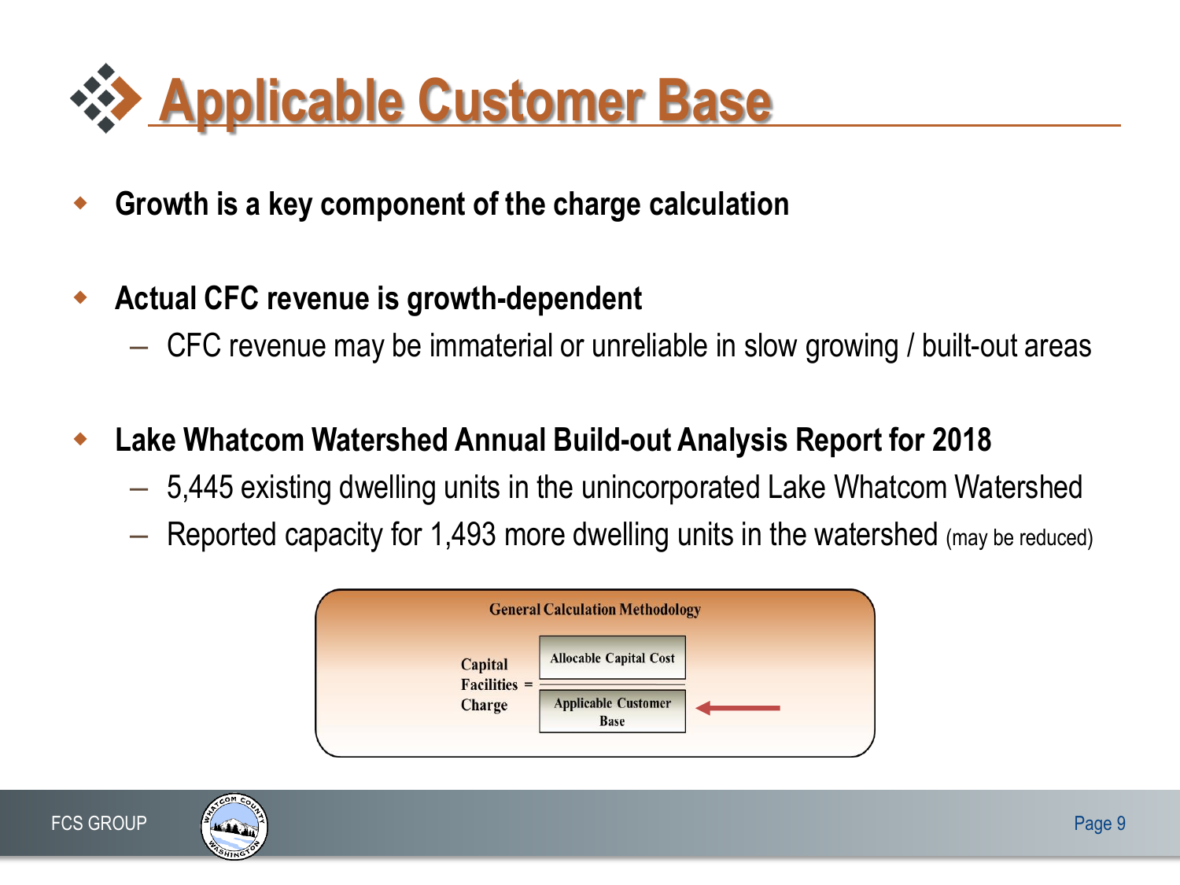# Applicable Customer Base

- **Growth is a key component of the charge calculation**
- **Actual CFC revenue is growth-dependent**
  - CFC revenue may be immaterial or unreliable in slow growing / built-out areas
- **Lake Whatcom Watershed Annual Build-out Analysis Report for 2018**
  - 5,445 existing dwelling units in the unincorporated Lake Whatcom Watershed
  - Reported capacity for 1,493 more dwelling units in the watershed (may be reduced)

**General Calculation Methodology**

$$\text{Capital Facilities Charge} = \frac{\text{Allocable Capital Cost}}{\text{Applicable Customer Base}}$$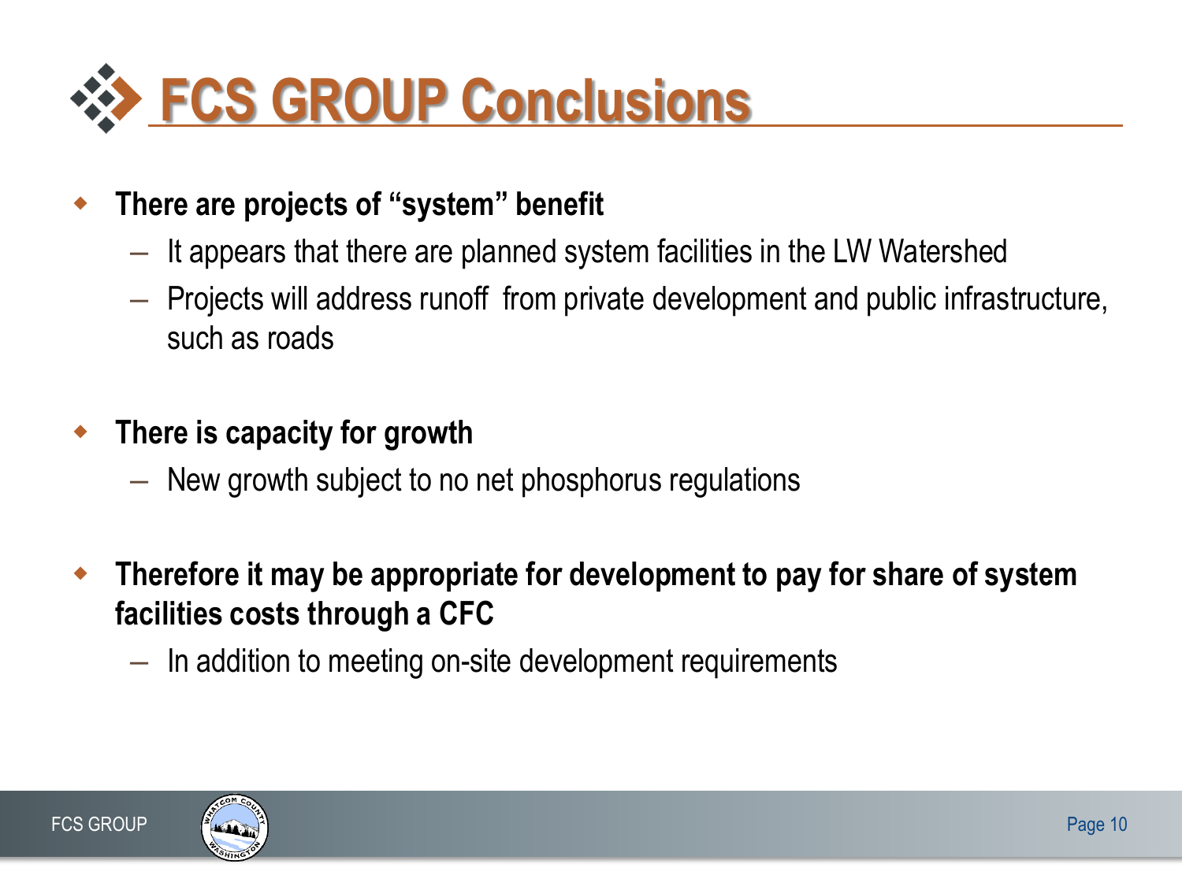# FCS GROUP Conclusions

- **There are projects of "system" benefit**
  - It appears that there are planned system facilities in the LW Watershed
  - Projects will address runoff from private development and public infrastructure, such as roads

- **There is capacity for growth**
  - New growth subject to no net phosphorus regulations

- **Therefore it may be appropriate for development to pay for share of system facilities costs through a CFC**
  - In addition to meeting on-site development requirements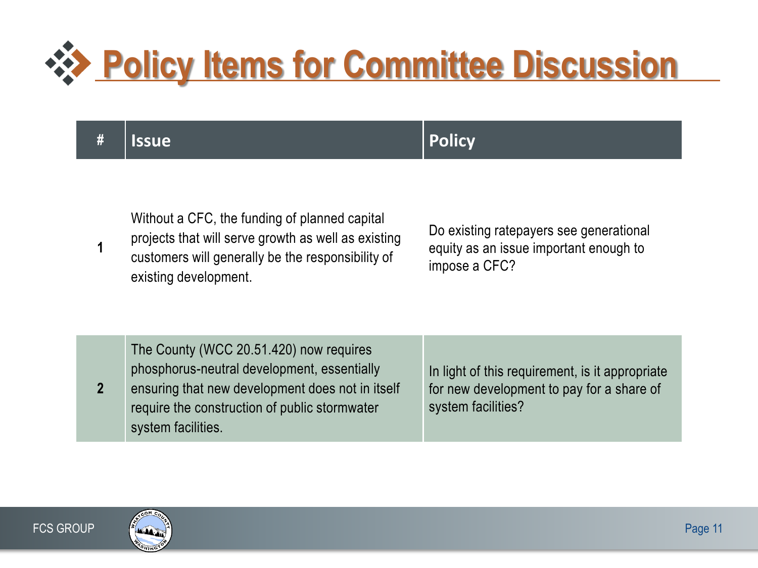# Policy Items for Committee Discussion

| # | Issue | Policy |
|---|---|---|
| 1 | Without a CFC, the funding of planned capital projects that will serve growth as well as existing customers will generally be the responsibility of existing development. | Do existing ratepayers see generational equity as an issue important enough to impose a CFC? |
| 2 | The County (WCC 20.51.420) now requires phosphorus-neutral development, essentially ensuring that new development does not in itself require the construction of public stormwater system facilities. | In light of this requirement, is it appropriate for new development to pay for a share of system facilities? |